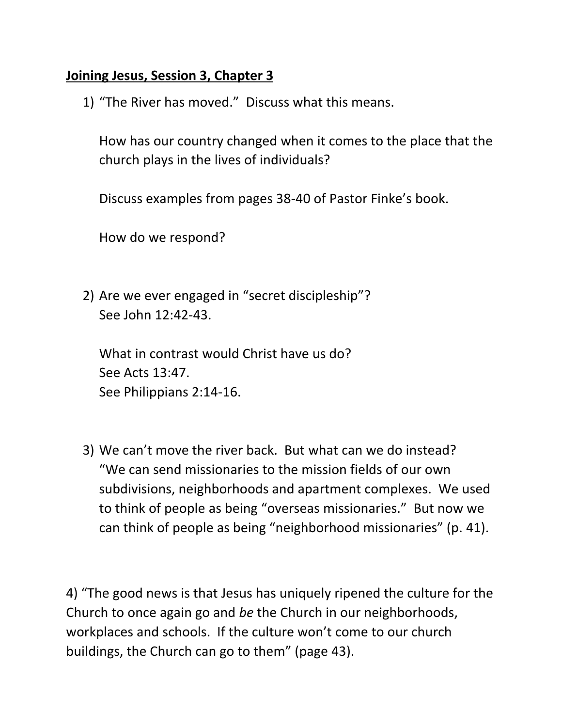**<u>Joining Jesus, Session 3, Chapter 3</u>**

1) "The River has moved." Discuss what this means.

   How has our country changed when it comes to the place that the church plays in the lives of individuals?

   Discuss examples from pages 38-40 of Pastor Finke's book.

   How do we respond?

2) Are we ever engaged in "secret discipleship"?
   See John 12:42-43.

   What in contrast would Christ have us do?
   See Acts 13:47.
   See Philippians 2:14-16.

3) We can't move the river back. But what can we do instead?
   "We can send missionaries to the mission fields of our own subdivisions, neighborhoods and apartment complexes. We used to think of people as being "overseas missionaries." But now we can think of people as being "neighborhood missionaries" (p. 41).

4) "The good news is that Jesus has uniquely ripened the culture for the Church to once again go and *be* the Church in our neighborhoods, workplaces and schools. If the culture won't come to our church buildings, the Church can go to them" (page 43).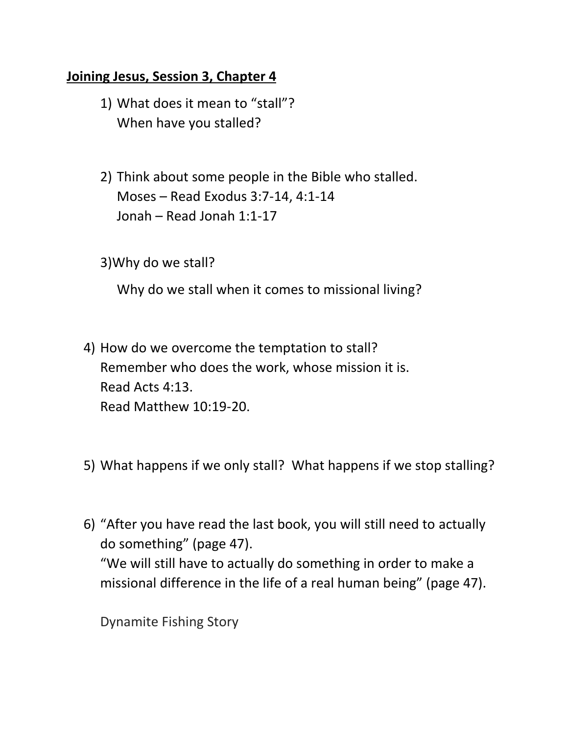**Joining Jesus, Session 3, Chapter 4**

1) What does it mean to "stall"?
   When have you stalled?

2) Think about some people in the Bible who stalled.
   Moses – Read Exodus 3:7-14, 4:1-14
   Jonah – Read Jonah 1:1-17

3) Why do we stall?

   Why do we stall when it comes to missional living?

4) How do we overcome the temptation to stall?
   Remember who does the work, whose mission it is.
   Read Acts 4:13.
   Read Matthew 10:19-20.

5) What happens if we only stall? What happens if we stop stalling?

6) "After you have read the last book, you will still need to actually do something" (page 47).
   "We will still have to actually do something in order to make a missional difference in the life of a real human being" (page 47).

   Dynamite Fishing Story